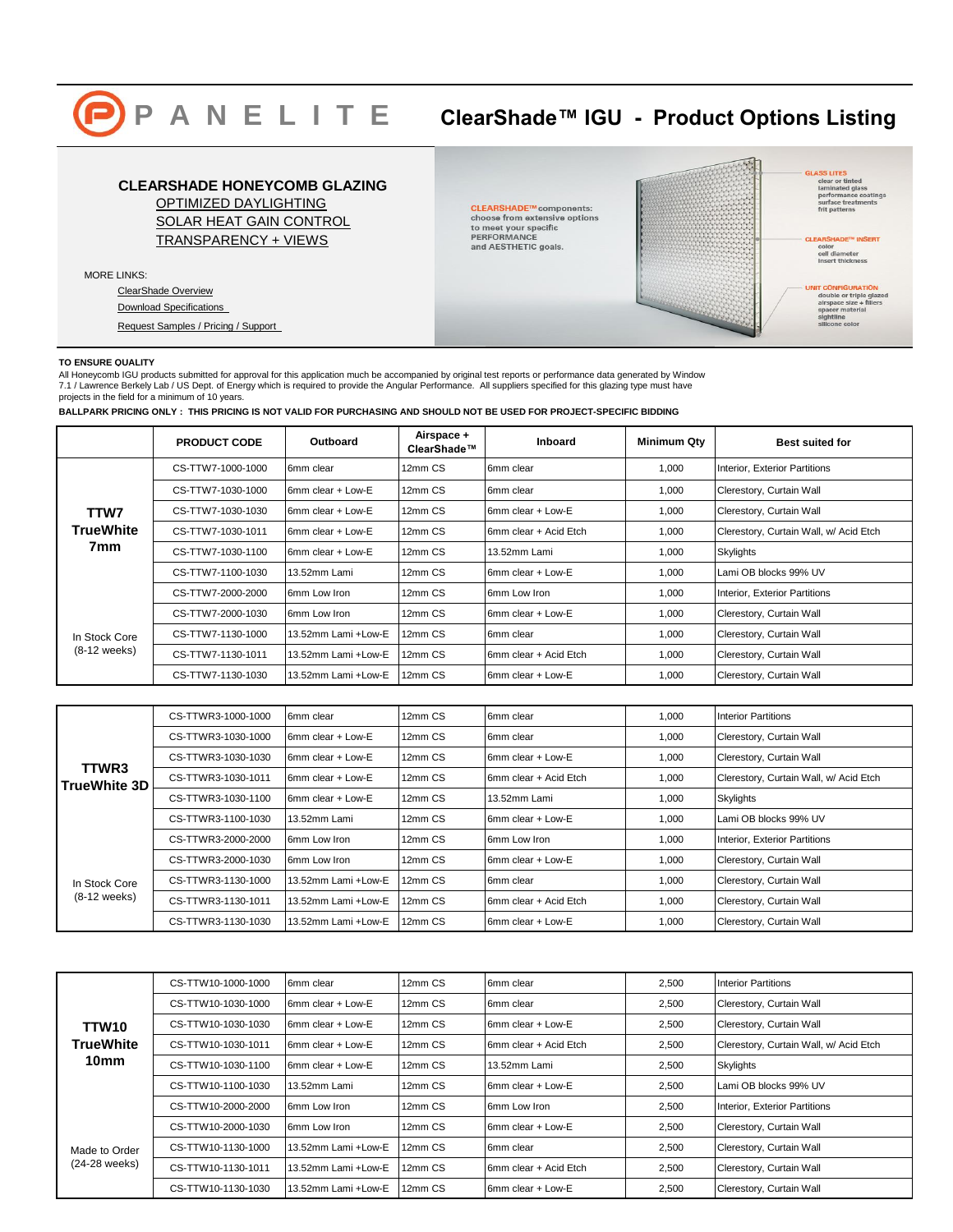# PANELITE ClearShade™ IGU - Product Options Listing

## CLEARSHADE HONEYCOMB GLAZING

OPTIMIZED DAYLIGHTING

SOLAR HEAT GAIN CONTROL

TRANSPARENCY + VIEWS

MORE LINKS:

- ClearShade Overview
- Download Specifications
- Request Samples / Pricing / Support

CLEARSHADE™ components: choose from extensive options to meet your specific PERFORMANCE and AESTHETIC goals.

GLASS LITES: clear or tinted, laminated glass, performance coatings, surface treatments, frit patterns

CLEARSHADE™ INSERT: color, cell diameter, insert thickness

UNIT CONFIGURATION: double or triple glazed, airspace size + fillers, spacer material, sightline, silicone color

**TO ENSURE QUALITY**

All Honeycomb IGU products submitted for approval for this application much be accompanied by original test reports or performance data generated by Window 7.1 / Lawrence Berkely Lab / US Dept. of Energy which is required to provide the Angular Performance. All suppliers specified for this glazing type must have projects in the field for a minimum of 10 years.

**BALLPARK PRICING ONLY : THIS PRICING IS NOT VALID FOR PURCHASING AND SHOULD NOT BE USED FOR PROJECT-SPECIFIC BIDDING**

| | PRODUCT CODE | Outboard | Airspace + ClearShade™ | Inboard | Minimum Qty | Best suited for |
|---|---|---|---|---|---|---|
| **TTW7 TrueWhite 7mm** | CS-TTW7-1000-1000 | 6mm clear | 12mm CS | 6mm clear | 1,000 | Interior, Exterior Partitions |
| | CS-TTW7-1030-1000 | 6mm clear + Low-E | 12mm CS | 6mm clear | 1,000 | Clerestory, Curtain Wall |
| | CS-TTW7-1030-1030 | 6mm clear + Low-E | 12mm CS | 6mm clear + Low-E | 1,000 | Clerestory, Curtain Wall |
| | CS-TTW7-1030-1011 | 6mm clear + Low-E | 12mm CS | 6mm clear + Acid Etch | 1,000 | Clerestory, Curtain Wall, w/ Acid Etch |
| | CS-TTW7-1030-1100 | 6mm clear + Low-E | 12mm CS | 13.52mm Lami | 1,000 | Skylights |
| | CS-TTW7-1100-1030 | 13.52mm Lami | 12mm CS | 6mm clear + Low-E | 1,000 | Lami OB blocks 99% UV |
| | CS-TTW7-2000-2000 | 6mm Low Iron | 12mm CS | 6mm Low Iron | 1,000 | Interior, Exterior Partitions |
| | CS-TTW7-2000-1030 | 6mm Low Iron | 12mm CS | 6mm clear + Low-E | 1,000 | Clerestory, Curtain Wall |
| In Stock Core (8-12 weeks) | CS-TTW7-1130-1000 | 13.52mm Lami +Low-E | 12mm CS | 6mm clear | 1,000 | Clerestory, Curtain Wall |
| | CS-TTW7-1130-1011 | 13.52mm Lami +Low-E | 12mm CS | 6mm clear + Acid Etch | 1,000 | Clerestory, Curtain Wall |
| | CS-TTW7-1130-1030 | 13.52mm Lami +Low-E | 12mm CS | 6mm clear + Low-E | 1,000 | Clerestory, Curtain Wall |

| | PRODUCT CODE | Outboard | Airspace + ClearShade™ | Inboard | Minimum Qty | Best suited for |
|---|---|---|---|---|---|---|
| **TTWR3 TrueWhite 3D** | CS-TTWR3-1000-1000 | 6mm clear | 12mm CS | 6mm clear | 1,000 | Interior Partitions |
| | CS-TTWR3-1030-1000 | 6mm clear + Low-E | 12mm CS | 6mm clear | 1,000 | Clerestory, Curtain Wall |
| | CS-TTWR3-1030-1030 | 6mm clear + Low-E | 12mm CS | 6mm clear + Low-E | 1,000 | Clerestory, Curtain Wall |
| | CS-TTWR3-1030-1011 | 6mm clear + Low-E | 12mm CS | 6mm clear + Acid Etch | 1,000 | Clerestory, Curtain Wall, w/ Acid Etch |
| | CS-TTWR3-1030-1100 | 6mm clear + Low-E | 12mm CS | 13.52mm Lami | 1,000 | Skylights |
| | CS-TTWR3-1100-1030 | 13.52mm Lami | 12mm CS | 6mm clear + Low-E | 1,000 | Lami OB blocks 99% UV |
| | CS-TTWR3-2000-2000 | 6mm Low Iron | 12mm CS | 6mm Low Iron | 1,000 | Interior, Exterior Partitions |
| | CS-TTWR3-2000-1030 | 6mm Low Iron | 12mm CS | 6mm clear + Low-E | 1,000 | Clerestory, Curtain Wall |
| In Stock Core (8-12 weeks) | CS-TTWR3-1130-1000 | 13.52mm Lami +Low-E | 12mm CS | 6mm clear | 1,000 | Clerestory, Curtain Wall |
| | CS-TTWR3-1130-1011 | 13.52mm Lami +Low-E | 12mm CS | 6mm clear + Acid Etch | 1,000 | Clerestory, Curtain Wall |
| | CS-TTWR3-1130-1030 | 13.52mm Lami +Low-E | 12mm CS | 6mm clear + Low-E | 1,000 | Clerestory, Curtain Wall |

| | PRODUCT CODE | Outboard | Airspace + ClearShade™ | Inboard | Minimum Qty | Best suited for |
|---|---|---|---|---|---|---|
| **TTW10 TrueWhite 10mm** | CS-TTW10-1000-1000 | 6mm clear | 12mm CS | 6mm clear | 2,500 | Interior Partitions |
| | CS-TTW10-1030-1000 | 6mm clear + Low-E | 12mm CS | 6mm clear | 2,500 | Clerestory, Curtain Wall |
| | CS-TTW10-1030-1030 | 6mm clear + Low-E | 12mm CS | 6mm clear + Low-E | 2,500 | Clerestory, Curtain Wall |
| | CS-TTW10-1030-1011 | 6mm clear + Low-E | 12mm CS | 6mm clear + Acid Etch | 2,500 | Clerestory, Curtain Wall, w/ Acid Etch |
| | CS-TTW10-1030-1100 | 6mm clear + Low-E | 12mm CS | 13.52mm Lami | 2,500 | Skylights |
| | CS-TTW10-1100-1030 | 13.52mm Lami | 12mm CS | 6mm clear + Low-E | 2,500 | Lami OB blocks 99% UV |
| | CS-TTW10-2000-2000 | 6mm Low Iron | 12mm CS | 6mm Low Iron | 2,500 | Interior, Exterior Partitions |
| | CS-TTW10-2000-1030 | 6mm Low Iron | 12mm CS | 6mm clear + Low-E | 2,500 | Clerestory, Curtain Wall |
| Made to Order (24-28 weeks) | CS-TTW10-1130-1000 | 13.52mm Lami +Low-E | 12mm CS | 6mm clear | 2,500 | Clerestory, Curtain Wall |
| | CS-TTW10-1130-1011 | 13.52mm Lami +Low-E | 12mm CS | 6mm clear + Acid Etch | 2,500 | Clerestory, Curtain Wall |
| | CS-TTW10-1130-1030 | 13.52mm Lami +Low-E | 12mm CS | 6mm clear + Low-E | 2,500 | Clerestory, Curtain Wall |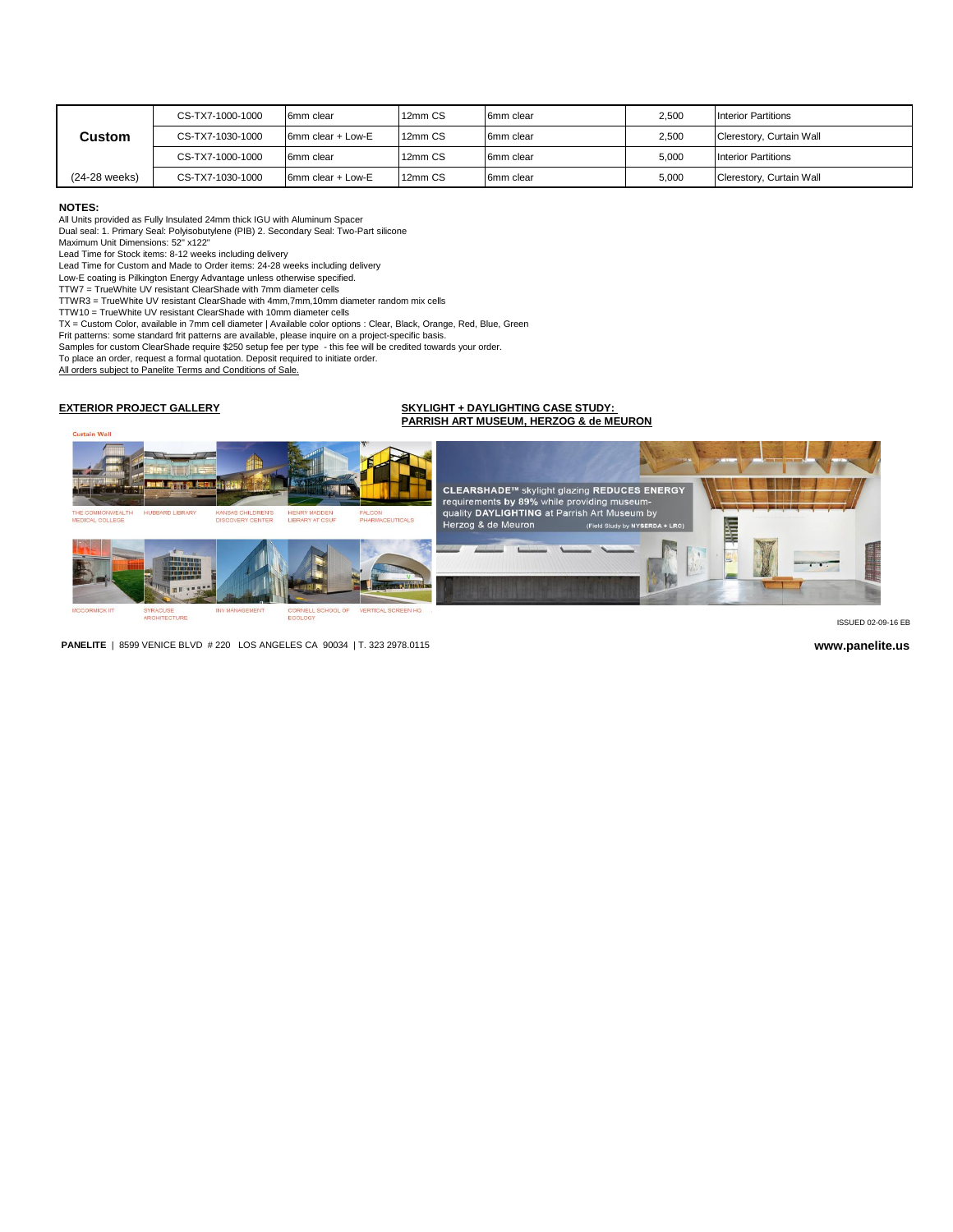| | | | | | | |
|---|---|---|---|---|---|---|
| **Custom** | CS-TX7-1000-1000 | 6mm clear | 12mm CS | 6mm clear | 2,500 | Interior Partitions |
| | CS-TX7-1030-1000 | 6mm clear + Low-E | 12mm CS | 6mm clear | 2,500 | Clerestory, Curtain Wall |
| | CS-TX7-1000-1000 | 6mm clear | 12mm CS | 6mm clear | 5,000 | Interior Partitions |
| (24-28 weeks) | CS-TX7-1030-1000 | 6mm clear + Low-E | 12mm CS | 6mm clear | 5,000 | Clerestory, Curtain Wall |

**NOTES:**

All Units provided as Fully Insulated 24mm thick IGU with Aluminum Spacer
Dual seal: 1. Primary Seal: Polyisobutylene (PIB) 2. Secondary Seal: Two-Part silicone
Maximum Unit Dimensions: 52" x122"
Lead Time for Stock items: 8-12 weeks including delivery
Lead Time for Custom and Made to Order items: 24-28 weeks including delivery
Low-E coating is Pilkington Energy Advantage unless otherwise specified.
TTW7 = TrueWhite UV resistant ClearShade with 7mm diameter cells
TTWR3 = TrueWhite UV resistant ClearShade with 4mm,7mm,10mm diameter random mix cells
TTW10 = TrueWhite UV resistant ClearShade with 10mm diameter cells
TX = Custom Color, available in 7mm cell diameter | Available color options : Clear, Black, Orange, Red, Blue, Green
Frit patterns: some standard frit patterns are available, please inquire on a project-specific basis.
Samples for custom ClearShade require $250 setup fee per type - this fee will be credited towards your order.
To place an order, request a formal quotation. Deposit required to initiate order.
All orders subject to Panelite Terms and Conditions of Sale.

**EXTERIOR PROJECT GALLERY**

Curtain Wall

THE COMMONWEALTH MEDICAL COLLEGE | HUBBARD LIBRARY | KANSAS CHILDREN'S DISCOVERY CENTER | HENRY MADDEN LIBRARY AT CSUF | FALCON PHARMACEUTICALS

MCCORMICK IIT | SYRACUSE ARCHITECTURE | INV MANAGEMENT | CORNELL SCHOOL OF ECOLOGY | VERTICAL SCREEN HQ

**SKYLIGHT + DAYLIGHTING CASE STUDY: PARRISH ART MUSEUM, HERZOG & de MEURON**

CLEARSHADE™ skylight glazing REDUCES ENERGY requirements by 89% while providing museum-quality DAYLIGHTING at Parrish Art Museum by Herzog & de Meuron (Field Study by NYSERDA + LRC)

ISSUED 02-09-16 EB

**PANELITE** | 8599 VENICE BLVD # 220 LOS ANGELES CA 90034 | T. 323 2978.0115 **www.panelite.us**